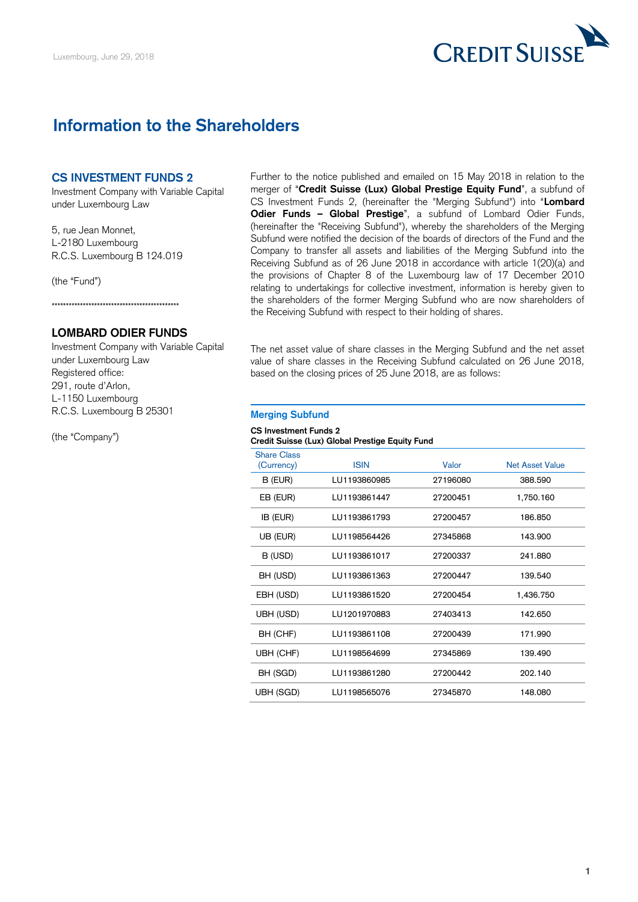Luxembourg, June 29, 2018

# Information to the Shareholders

## CS INVESTMENT FUNDS 2

Investment Company with Variable Capital under Luxembourg Law

5, rue Jean Monnet,
L-2180 Luxembourg
R.C.S. Luxembourg B 124.019

(the "Fund")

*************************************************

## LOMBARD ODIER FUNDS

Investment Company with Variable Capital under Luxembourg Law
Registered office:
291, route d'Arlon,
L-1150 Luxembourg
R.C.S. Luxembourg B 25301

(the "Company")

Further to the notice published and emailed on 15 May 2018 in relation to the merger of "**Credit Suisse (Lux) Global Prestige Equity Fund**", a subfund of CS Investment Funds 2, (hereinafter the "Merging Subfund") into "**Lombard Odier Funds – Global Prestige**", a subfund of Lombard Odier Funds, (hereinafter the "Receiving Subfund"), whereby the shareholders of the Merging Subfund were notified the decision of the boards of directors of the Fund and the Company to transfer all assets and liabilities of the Merging Subfund into the Receiving Subfund as of 26 June 2018 in accordance with article 1(20)(a) and the provisions of Chapter 8 of the Luxembourg law of 17 December 2010 relating to undertakings for collective investment, information is hereby given to the shareholders of the former Merging Subfund who are now shareholders of the Receiving Subfund with respect to their holding of shares.

The net asset value of share classes in the Merging Subfund and the net asset value of share classes in the Receiving Subfund calculated on 26 June 2018, based on the closing prices of 25 June 2018, are as follows:

### Merging Subfund

**CS Investment Funds 2**
**Credit Suisse (Lux) Global Prestige Equity Fund**

| Share Class (Currency) | ISIN | Valor | Net Asset Value |
|---|---|---|---|
| B (EUR) | LU1193860985 | 27196080 | 388.590 |
| EB (EUR) | LU1193861447 | 27200451 | 1,750.160 |
| IB (EUR) | LU1193861793 | 27200457 | 186.850 |
| UB (EUR) | LU1198564426 | 27345868 | 143.900 |
| B (USD) | LU1193861017 | 27200337 | 241.880 |
| BH (USD) | LU1193861363 | 27200447 | 139.540 |
| EBH (USD) | LU1193861520 | 27200454 | 1,436.750 |
| UBH (USD) | LU1201970883 | 27403413 | 142.650 |
| BH (CHF) | LU1193861108 | 27200439 | 171.990 |
| UBH (CHF) | LU1198564699 | 27345869 | 139.490 |
| BH (SGD) | LU1193861280 | 27200442 | 202.140 |
| UBH (SGD) | LU1198565076 | 27345870 | 148.080 |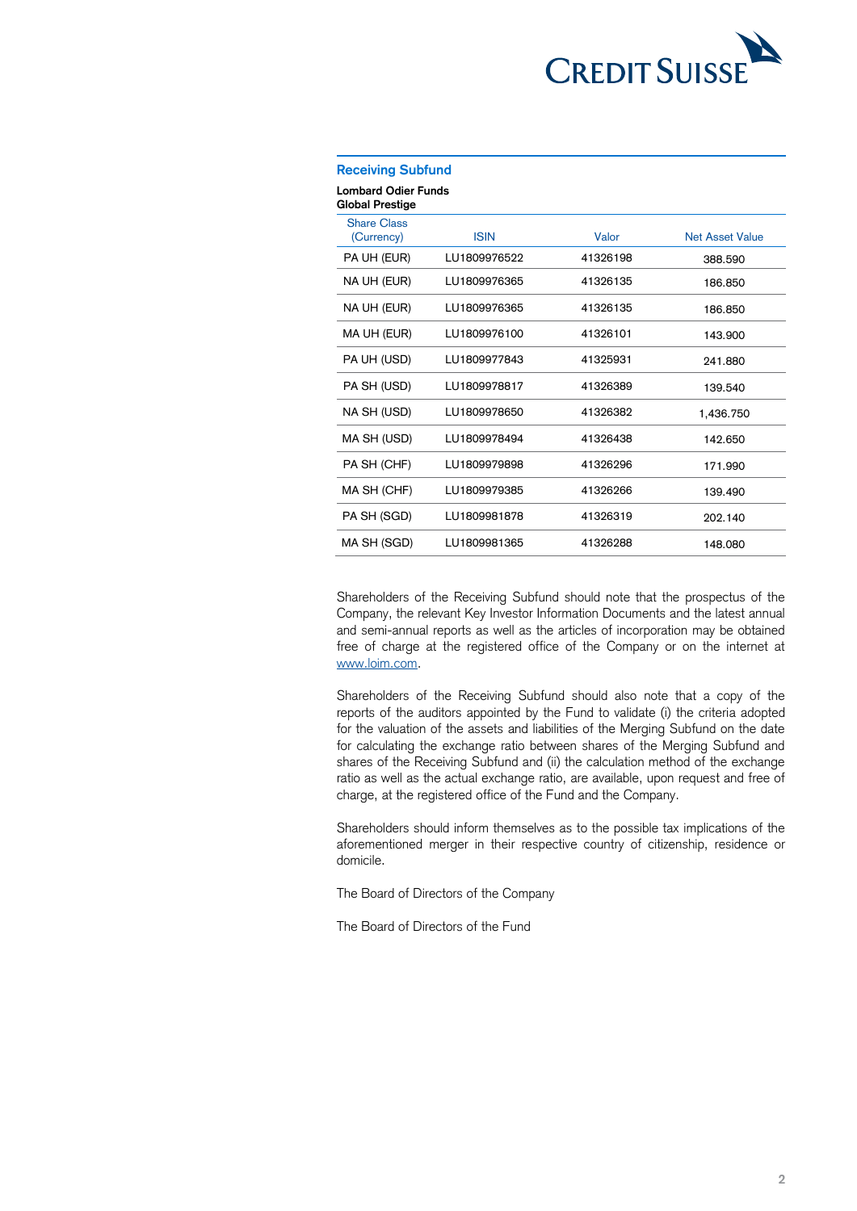## Receiving Subfund

**Lombard Odier Funds**
**Global Prestige**

| Share Class (Currency) | ISIN | Valor | Net Asset Value |
|---|---|---|---|
| PA UH (EUR) | LU1809976522 | 41326198 | 388.590 |
| NA UH (EUR) | LU1809976365 | 41326135 | 186.850 |
| NA UH (EUR) | LU1809976365 | 41326135 | 186.850 |
| MA UH (EUR) | LU1809976100 | 41326101 | 143.900 |
| PA UH (USD) | LU1809977843 | 41325931 | 241.880 |
| PA SH (USD) | LU1809978817 | 41326389 | 139.540 |
| NA SH (USD) | LU1809978650 | 41326382 | 1,436.750 |
| MA SH (USD) | LU1809978494 | 41326438 | 142.650 |
| PA SH (CHF) | LU1809979898 | 41326296 | 171.990 |
| MA SH (CHF) | LU1809979385 | 41326266 | 139.490 |
| PA SH (SGD) | LU1809981878 | 41326319 | 202.140 |
| MA SH (SGD) | LU1809981365 | 41326288 | 148.080 |

Shareholders of the Receiving Subfund should note that the prospectus of the Company, the relevant Key Investor Information Documents and the latest annual and semi-annual reports as well as the articles of incorporation may be obtained free of charge at the registered office of the Company or on the internet at www.loim.com.

Shareholders of the Receiving Subfund should also note that a copy of the reports of the auditors appointed by the Fund to validate (i) the criteria adopted for the valuation of the assets and liabilities of the Merging Subfund on the date for calculating the exchange ratio between shares of the Merging Subfund and shares of the Receiving Subfund and (ii) the calculation method of the exchange ratio as well as the actual exchange ratio, are available, upon request and free of charge, at the registered office of the Fund and the Company.

Shareholders should inform themselves as to the possible tax implications of the aforementioned merger in their respective country of citizenship, residence or domicile.

The Board of Directors of the Company

The Board of Directors of the Fund